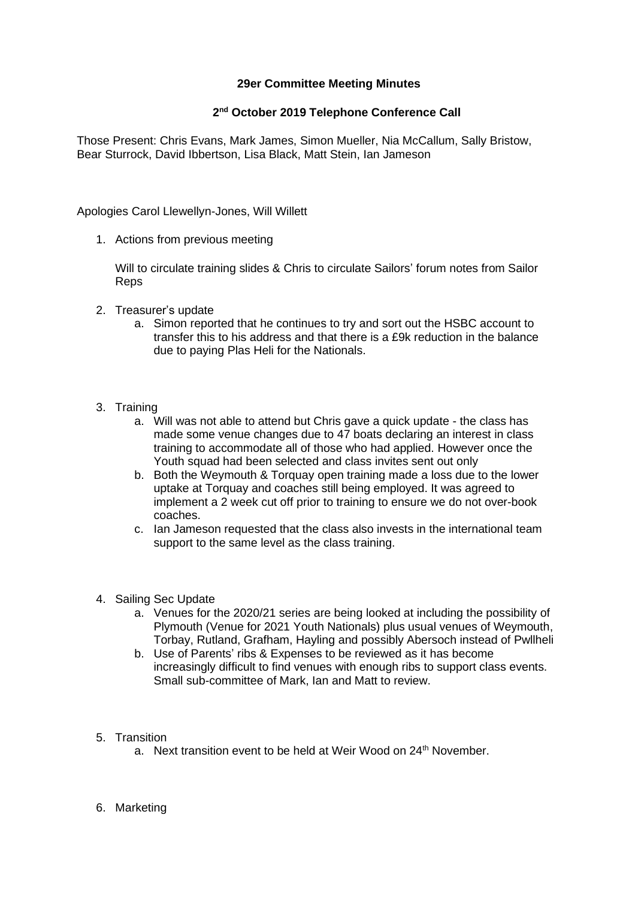**29er Committee Meeting Minutes**

**2nd October 2019 Telephone Conference Call**

Those Present: Chris Evans, Mark James, Simon Mueller, Nia McCallum, Sally Bristow, Bear Sturrock, David Ibbertson, Lisa Black, Matt Stein, Ian Jameson

Apologies Carol Llewellyn-Jones, Will Willett

1. Actions from previous meeting

   Will to circulate training slides & Chris to circulate Sailors' forum notes from Sailor Reps

2. Treasurer's update
   a. Simon reported that he continues to try and sort out the HSBC account to transfer this to his address and that there is a £9k reduction in the balance due to paying Plas Heli for the Nationals.

3. Training
   a. Will was not able to attend but Chris gave a quick update - the class has made some venue changes due to 47 boats declaring an interest in class training to accommodate all of those who had applied. However once the Youth squad had been selected and class invites sent out only
   b. Both the Weymouth & Torquay open training made a loss due to the lower uptake at Torquay and coaches still being employed. It was agreed to implement a 2 week cut off prior to training to ensure we do not over-book coaches.
   c. Ian Jameson requested that the class also invests in the international team support to the same level as the class training.

4. Sailing Sec Update
   a. Venues for the 2020/21 series are being looked at including the possibility of Plymouth (Venue for 2021 Youth Nationals) plus usual venues of Weymouth, Torbay, Rutland, Grafham, Hayling and possibly Abersoch instead of Pwllheli
   b. Use of Parents' ribs & Expenses to be reviewed as it has become increasingly difficult to find venues with enough ribs to support class events. Small sub-committee of Mark, Ian and Matt to review.

5. Transition
   a. Next transition event to be held at Weir Wood on 24th November.

6. Marketing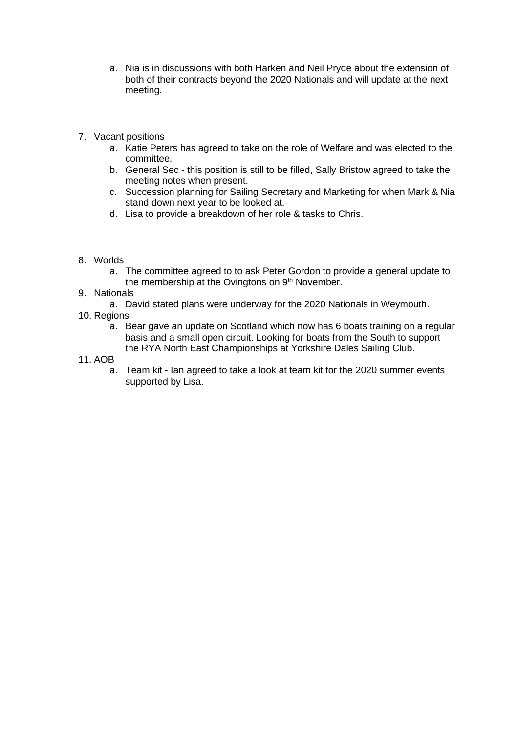a. Nia is in discussions with both Harken and Neil Pryde about the extension of both of their contracts beyond the 2020 Nationals and will update at the next meeting.

7. Vacant positions
   a. Katie Peters has agreed to take on the role of Welfare and was elected to the committee.
   b. General Sec - this position is still to be filled, Sally Bristow agreed to take the meeting notes when present.
   c. Succession planning for Sailing Secretary and Marketing for when Mark & Nia stand down next year to be looked at.
   d. Lisa to provide a breakdown of her role & tasks to Chris.

8. Worlds
   a. The committee agreed to to ask Peter Gordon to provide a general update to the membership at the Ovingtons on 9th November.
9. Nationals
   a. David stated plans were underway for the 2020 Nationals in Weymouth.
10. Regions
    a. Bear gave an update on Scotland which now has 6 boats training on a regular basis and a small open circuit. Looking for boats from the South to support the RYA North East Championships at Yorkshire Dales Sailing Club.
11. AOB
    a. Team kit - Ian agreed to take a look at team kit for the 2020 summer events supported by Lisa.